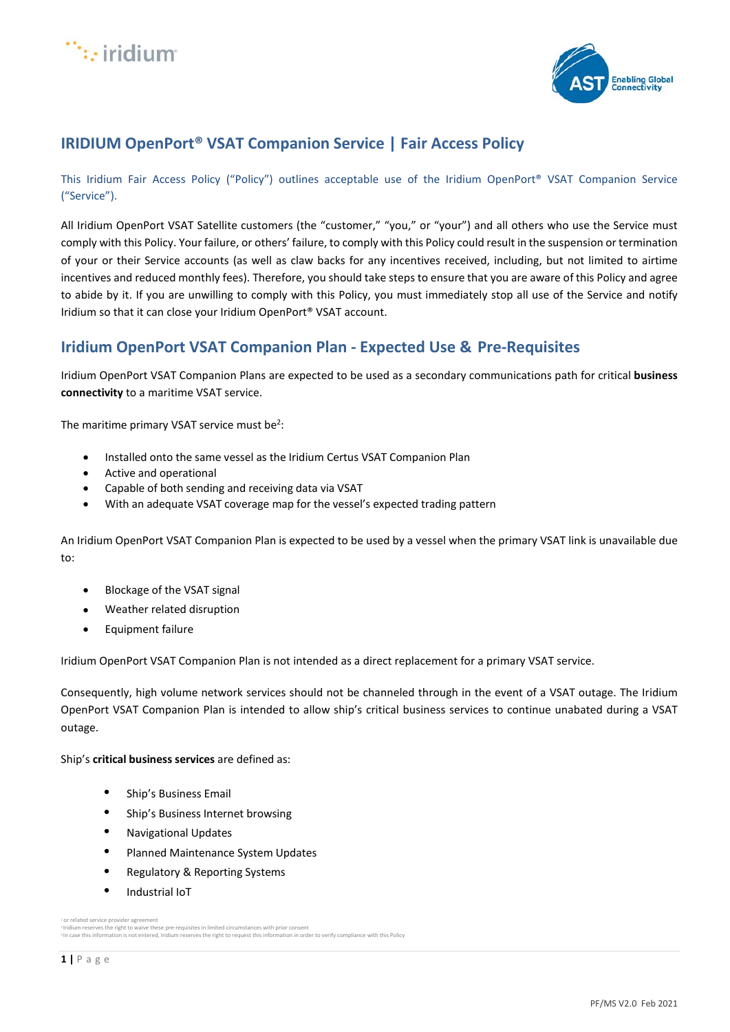# IRIDIUM OpenPort® VSAT Companion Service | Fair Access Policy

This Iridium Fair Access Policy ("Policy") outlines acceptable use of the Iridium OpenPort® VSAT Companion Service ("Service").

All Iridium OpenPort VSAT Satellite customers (the "customer," "you," or "your") and all others who use the Service must comply with this Policy. Your failure, or others' failure, to comply with this Policy could result in the suspension or termination of your or their Service accounts (as well as claw backs for any incentives received, including, but not limited to airtime incentives and reduced monthly fees). Therefore, you should take steps to ensure that you are aware of this Policy and agree to abide by it. If you are unwilling to comply with this Policy, you must immediately stop all use of the Service and notify Iridium so that it can close your Iridium OpenPort® VSAT account.

## Iridium OpenPort VSAT Companion Plan - Expected Use & Pre-Requisites

Iridium OpenPort VSAT Companion Plans are expected to be used as a secondary communications path for critical **business connectivity** to a maritime VSAT service.

The maritime primary VSAT service must be[2]:

- Installed onto the same vessel as the Iridium Certus VSAT Companion Plan
- Active and operational
- Capable of both sending and receiving data via VSAT
- With an adequate VSAT coverage map for the vessel's expected trading pattern

An Iridium OpenPort VSAT Companion Plan is expected to be used by a vessel when the primary VSAT link is unavailable due to:

- Blockage of the VSAT signal
- Weather related disruption
- Equipment failure

Iridium OpenPort VSAT Companion Plan is not intended as a direct replacement for a primary VSAT service.

Consequently, high volume network services should not be channeled through in the event of a VSAT outage. The Iridium OpenPort VSAT Companion Plan is intended to allow ship's critical business services to continue unabated during a VSAT outage.

Ship's **critical business services** are defined as:

- Ship's Business Email
- Ship's Business Internet browsing
- Navigational Updates
- Planned Maintenance System Updates
- Regulatory & Reporting Systems
- Industrial IoT

[1] or related service provider agreement
[2] Iridium reserves the right to waive these pre-requisites in limited circumstances with prior consent
[3] In case this information is not entered, Iridium reserves the right to request this information in order to verify compliance with this Policy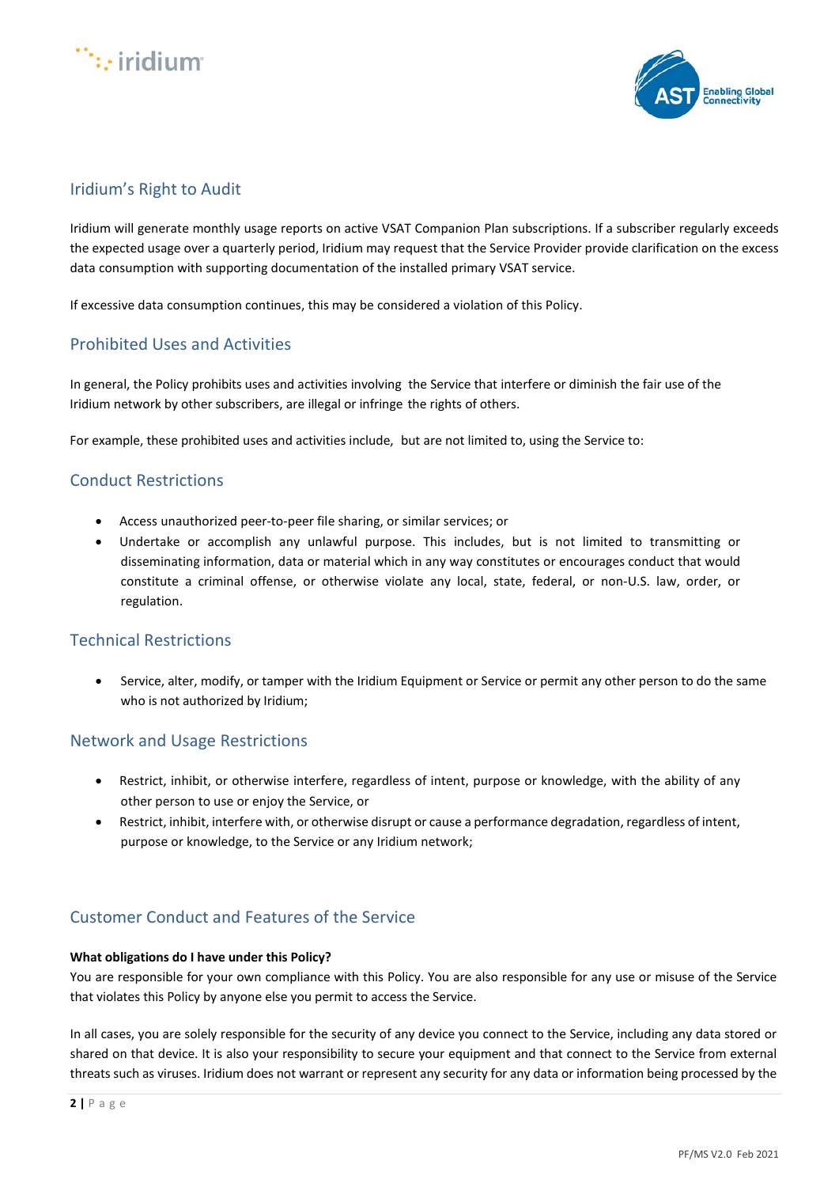## Iridium's Right to Audit

Iridium will generate monthly usage reports on active VSAT Companion Plan subscriptions. If a subscriber regularly exceeds the expected usage over a quarterly period, Iridium may request that the Service Provider provide clarification on the excess data consumption with supporting documentation of the installed primary VSAT service.

If excessive data consumption continues, this may be considered a violation of this Policy.

## Prohibited Uses and Activities

In general, the Policy prohibits uses and activities involving the Service that interfere or diminish the fair use of the Iridium network by other subscribers, are illegal or infringe the rights of others.

For example, these prohibited uses and activities include, but are not limited to, using the Service to:

## Conduct Restrictions

- Access unauthorized peer-to-peer file sharing, or similar services; or
- Undertake or accomplish any unlawful purpose. This includes, but is not limited to transmitting or disseminating information, data or material which in any way constitutes or encourages conduct that would constitute a criminal offense, or otherwise violate any local, state, federal, or non-U.S. law, order, or regulation.

## Technical Restrictions

- Service, alter, modify, or tamper with the Iridium Equipment or Service or permit any other person to do the same who is not authorized by Iridium;

## Network and Usage Restrictions

- Restrict, inhibit, or otherwise interfere, regardless of intent, purpose or knowledge, with the ability of any other person to use or enjoy the Service, or
- Restrict, inhibit, interfere with, or otherwise disrupt or cause a performance degradation, regardless of intent, purpose or knowledge, to the Service or any Iridium network;

## Customer Conduct and Features of the Service

**What obligations do I have under this Policy?**

You are responsible for your own compliance with this Policy. You are also responsible for any use or misuse of the Service that violates this Policy by anyone else you permit to access the Service.

In all cases, you are solely responsible for the security of any device you connect to the Service, including any data stored or shared on that device. It is also your responsibility to secure your equipment and that connect to the Service from external threats such as viruses. Iridium does not warrant or represent any security for any data or information being processed by the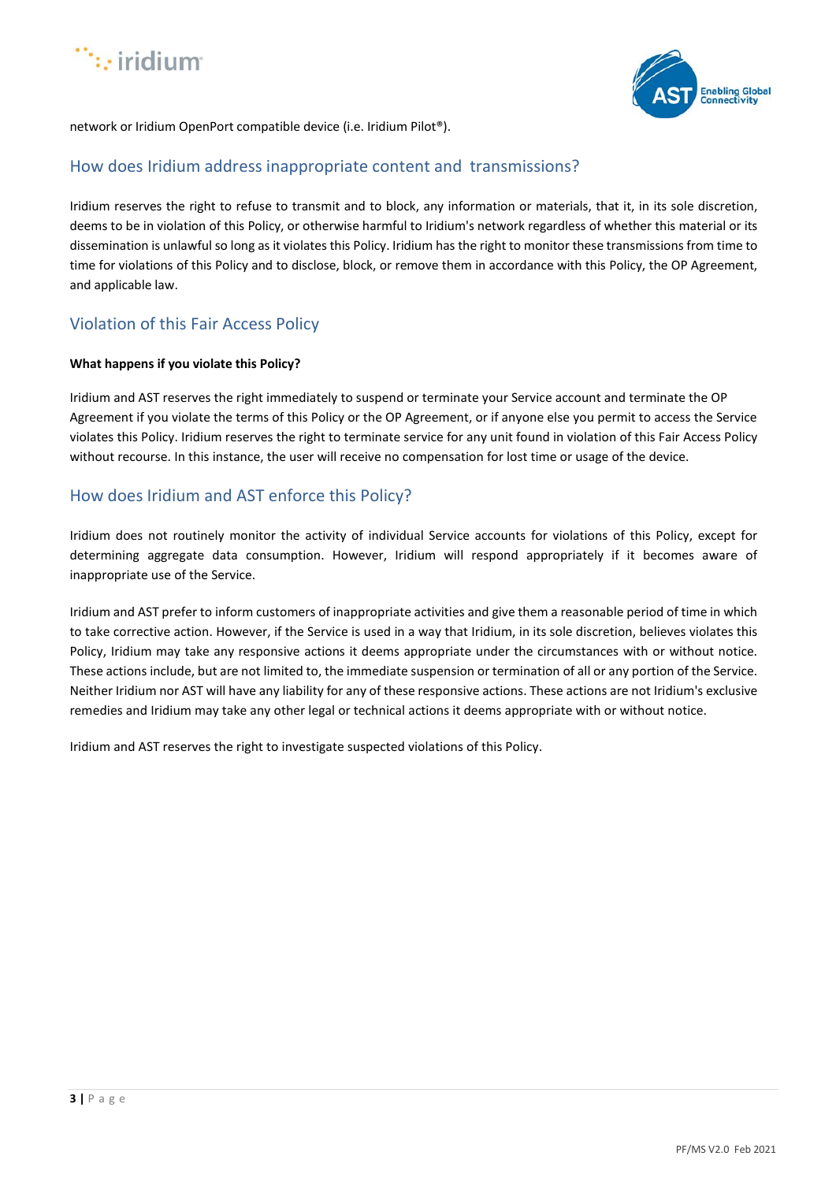network or Iridium OpenPort compatible device (i.e. Iridium Pilot®).

## How does Iridium address inappropriate content and transmissions?

Iridium reserves the right to refuse to transmit and to block, any information or materials, that it, in its sole discretion, deems to be in violation of this Policy, or otherwise harmful to Iridium's network regardless of whether this material or its dissemination is unlawful so long as it violates this Policy. Iridium has the right to monitor these transmissions from time to time for violations of this Policy and to disclose, block, or remove them in accordance with this Policy, the OP Agreement, and applicable law.

## Violation of this Fair Access Policy

**What happens if you violate this Policy?**

Iridium and AST reserves the right immediately to suspend or terminate your Service account and terminate the OP Agreement if you violate the terms of this Policy or the OP Agreement, or if anyone else you permit to access the Service violates this Policy. Iridium reserves the right to terminate service for any unit found in violation of this Fair Access Policy without recourse. In this instance, the user will receive no compensation for lost time or usage of the device.

## How does Iridium and AST enforce this Policy?

Iridium does not routinely monitor the activity of individual Service accounts for violations of this Policy, except for determining aggregate data consumption. However, Iridium will respond appropriately if it becomes aware of inappropriate use of the Service.

Iridium and AST prefer to inform customers of inappropriate activities and give them a reasonable period of time in which to take corrective action. However, if the Service is used in a way that Iridium, in its sole discretion, believes violates this Policy, Iridium may take any responsive actions it deems appropriate under the circumstances with or without notice. These actions include, but are not limited to, the immediate suspension or termination of all or any portion of the Service. Neither Iridium nor AST will have any liability for any of these responsive actions. These actions are not Iridium's exclusive remedies and Iridium may take any other legal or technical actions it deems appropriate with or without notice.

Iridium and AST reserves the right to investigate suspected violations of this Policy.